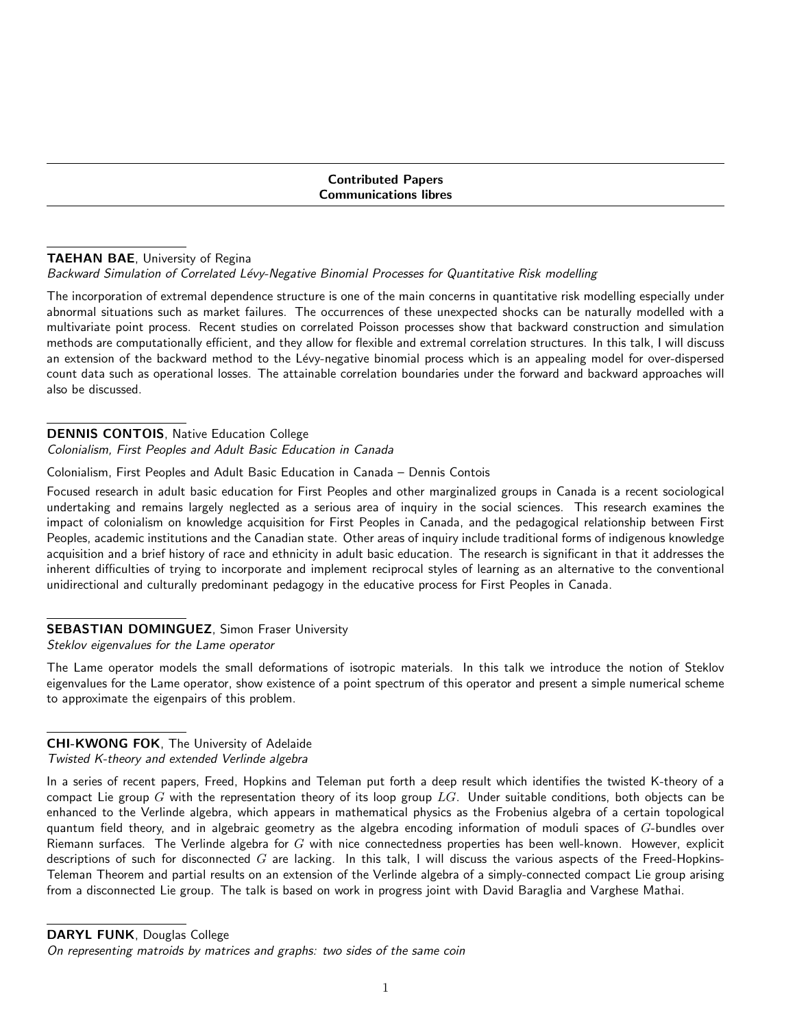## Contributed Papers
## Communications libres

**TAEHAN BAE**, University of Regina

*Backward Simulation of Correlated Lévy-Negative Binomial Processes for Quantitative Risk modelling*

The incorporation of extremal dependence structure is one of the main concerns in quantitative risk modelling especially under abnormal situations such as market failures. The occurrences of these unexpected shocks can be naturally modelled with a multivariate point process. Recent studies on correlated Poisson processes show that backward construction and simulation methods are computationally efficient, and they allow for flexible and extremal correlation structures. In this talk, I will discuss an extension of the backward method to the Lévy-negative binomial process which is an appealing model for over-dispersed count data such as operational losses. The attainable correlation boundaries under the forward and backward approaches will also be discussed.

**DENNIS CONTOIS**, Native Education College

*Colonialism, First Peoples and Adult Basic Education in Canada*

Colonialism, First Peoples and Adult Basic Education in Canada – Dennis Contois

Focused research in adult basic education for First Peoples and other marginalized groups in Canada is a recent sociological undertaking and remains largely neglected as a serious area of inquiry in the social sciences. This research examines the impact of colonialism on knowledge acquisition for First Peoples in Canada, and the pedagogical relationship between First Peoples, academic institutions and the Canadian state. Other areas of inquiry include traditional forms of indigenous knowledge acquisition and a brief history of race and ethnicity in adult basic education. The research is significant in that it addresses the inherent difficulties of trying to incorporate and implement reciprocal styles of learning as an alternative to the conventional unidirectional and culturally predominant pedagogy in the educative process for First Peoples in Canada.

**SEBASTIAN DOMINGUEZ**, Simon Fraser University

*Steklov eigenvalues for the Lame operator*

The Lame operator models the small deformations of isotropic materials. In this talk we introduce the notion of Steklov eigenvalues for the Lame operator, show existence of a point spectrum of this operator and present a simple numerical scheme to approximate the eigenpairs of this problem.

**CHI-KWONG FOK**, The University of Adelaide

*Twisted K-theory and extended Verlinde algebra*

In a series of recent papers, Freed, Hopkins and Teleman put forth a deep result which identifies the twisted K-theory of a compact Lie group $G$ with the representation theory of its loop group $LG$. Under suitable conditions, both objects can be enhanced to the Verlinde algebra, which appears in mathematical physics as the Frobenius algebra of a certain topological quantum field theory, and in algebraic geometry as the algebra encoding information of moduli spaces of $G$-bundles over Riemann surfaces. The Verlinde algebra for $G$ with nice connectedness properties has been well-known. However, explicit descriptions of such for disconnected $G$ are lacking. In this talk, I will discuss the various aspects of the Freed-Hopkins-Teleman Theorem and partial results on an extension of the Verlinde algebra of a simply-connected compact Lie group arising from a disconnected Lie group. The talk is based on work in progress joint with David Baraglia and Varghese Mathai.

**DARYL FUNK**, Douglas College

*On representing matroids by matrices and graphs: two sides of the same coin*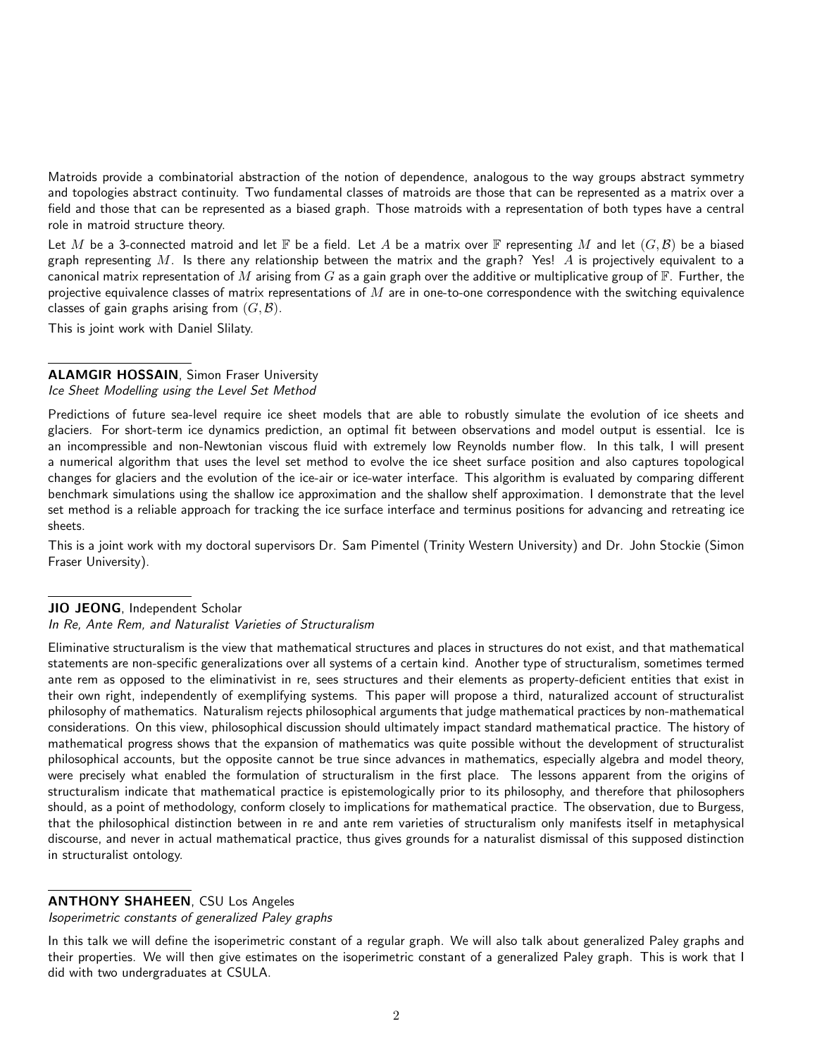Matroids provide a combinatorial abstraction of the notion of dependence, analogous to the way groups abstract symmetry and topologies abstract continuity. Two fundamental classes of matroids are those that can be represented as a matrix over a field and those that can be represented as a biased graph. Those matroids with a representation of both types have a central role in matroid structure theory.

Let $M$ be a 3-connected matroid and let $\mathbb{F}$ be a field. Let $A$ be a matrix over $\mathbb{F}$ representing $M$ and let $(G, \mathcal{B})$ be a biased graph representing $M$. Is there any relationship between the matrix and the graph? Yes! $A$ is projectively equivalent to a canonical matrix representation of $M$ arising from $G$ as a gain graph over the additive or multiplicative group of $\mathbb{F}$. Further, the projective equivalence classes of matrix representations of $M$ are in one-to-one correspondence with the switching equivalence classes of gain graphs arising from $(G, \mathcal{B})$.

This is joint work with Daniel Slilaty.

---

**ALAMGIR HOSSAIN**, Simon Fraser University
*Ice Sheet Modelling using the Level Set Method*

Predictions of future sea-level require ice sheet models that are able to robustly simulate the evolution of ice sheets and glaciers. For short-term ice dynamics prediction, an optimal fit between observations and model output is essential. Ice is an incompressible and non-Newtonian viscous fluid with extremely low Reynolds number flow. In this talk, I will present a numerical algorithm that uses the level set method to evolve the ice sheet surface position and also captures topological changes for glaciers and the evolution of the ice-air or ice-water interface. This algorithm is evaluated by comparing different benchmark simulations using the shallow ice approximation and the shallow shelf approximation. I demonstrate that the level set method is a reliable approach for tracking the ice surface interface and terminus positions for advancing and retreating ice sheets.

This is a joint work with my doctoral supervisors Dr. Sam Pimentel (Trinity Western University) and Dr. John Stockie (Simon Fraser University).

---

**JIO JEONG**, Independent Scholar
*In Re, Ante Rem, and Naturalist Varieties of Structuralism*

Eliminative structuralism is the view that mathematical structures and places in structures do not exist, and that mathematical statements are non-specific generalizations over all systems of a certain kind. Another type of structuralism, sometimes termed ante rem as opposed to the eliminativist in re, sees structures and their elements as property-deficient entities that exist in their own right, independently of exemplifying systems. This paper will propose a third, naturalized account of structuralist philosophy of mathematics. Naturalism rejects philosophical arguments that judge mathematical practices by non-mathematical considerations. On this view, philosophical discussion should ultimately impact standard mathematical practice. The history of mathematical progress shows that the expansion of mathematics was quite possible without the development of structuralist philosophical accounts, but the opposite cannot be true since advances in mathematics, especially algebra and model theory, were precisely what enabled the formulation of structuralism in the first place. The lessons apparent from the origins of structuralism indicate that mathematical practice is epistemologically prior to its philosophy, and therefore that philosophers should, as a point of methodology, conform closely to implications for mathematical practice. The observation, due to Burgess, that the philosophical distinction between in re and ante rem varieties of structuralism only manifests itself in metaphysical discourse, and never in actual mathematical practice, thus gives grounds for a naturalist dismissal of this supposed distinction in structuralist ontology.

---

**ANTHONY SHAHEEN**, CSU Los Angeles
*Isoperimetric constants of generalized Paley graphs*

In this talk we will define the isoperimetric constant of a regular graph. We will also talk about generalized Paley graphs and their properties. We will then give estimates on the isoperimetric constant of a generalized Paley graph. This is work that I did with two undergraduates at CSULA.